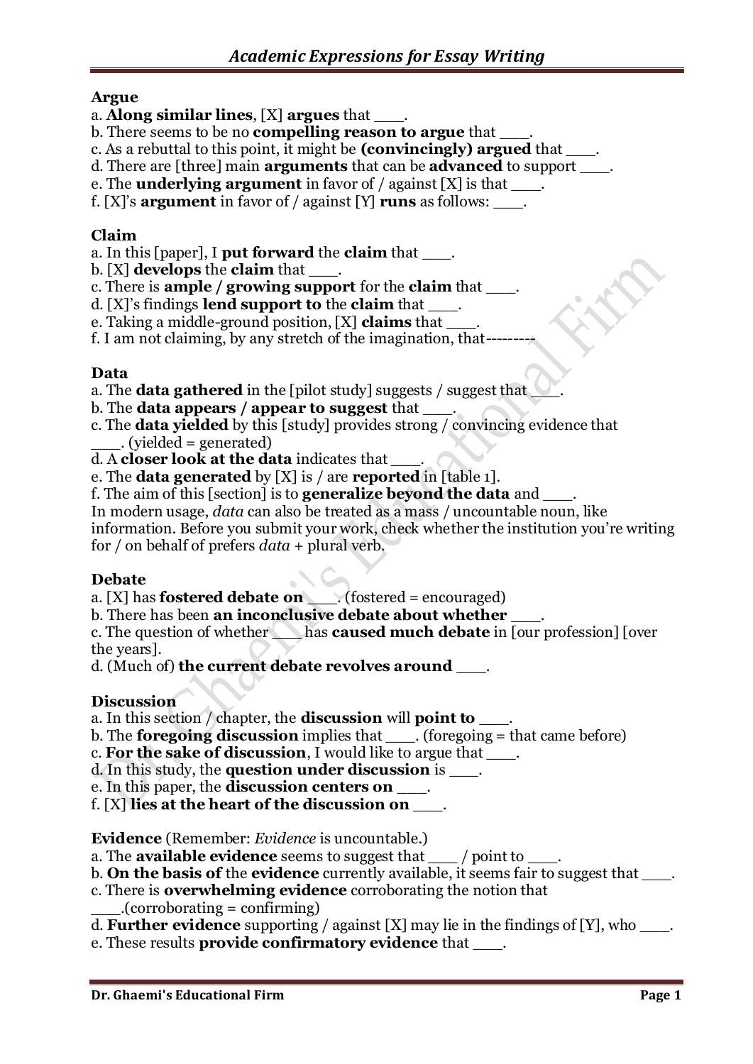# Academic Expressions for Essay Writing

**Argue**

a. **Along similar lines**, [X] **argues** that ___.
b. There seems to be no **compelling reason to argue** that ___.
c. As a rebuttal to this point, it might be **(convincingly) argued** that ___.
d. There are [three] main **arguments** that can be **advanced** to support ___.
e. The **underlying argument** in favor of / against [X] is that ___.
f. [X]'s **argument** in favor of / against [Y] **runs** as follows: ___.

**Claim**

a. In this [paper], I **put forward** the **claim** that ___.
b. [X] **develops** the **claim** that ___.
c. There is **ample / growing support** for the **claim** that ___.
d. [X]'s findings **lend support to** the **claim** that ___.
e. Taking a middle-ground position, [X] **claims** that ___.
f. I am not claiming, by any stretch of the imagination, that---------

**Data**

a. The **data gathered** in the [pilot study] suggests / suggest that ___.
b. The **data appears / appear to suggest** that ___.
c. The **data yielded** by this [study] provides strong / convincing evidence that ___. (yielded = generated)
d. A **closer look at the data** indicates that ___.
e. The **data generated** by [X] is / are **reported** in [table 1].
f. The aim of this [section] is to **generalize beyond the data** and ___.

In modern usage, *data* can also be treated as a mass / uncountable noun, like information. Before you submit your work, check whether the institution you're writing for / on behalf of prefers *data* + plural verb.

**Debate**

a. [X] has **fostered debate on** ___. (fostered = encouraged)
b. There has been **an inconclusive debate about whether** ___.
c. The question of whether ___ has **caused much debate** in [our profession] [over the years].
d. (Much of) **the current debate revolves around** ___.

**Discussion**

a. In this section / chapter, the **discussion** will **point to** ___.
b. The **foregoing discussion** implies that ___. (foregoing = that came before)
c. **For the sake of discussion**, I would like to argue that ___.
d. In this study, the **question under discussion** is ___.
e. In this paper, the **discussion centers on** ___.
f. [X] **lies at the heart of the discussion on** ___.

**Evidence** (Remember: *Evidence* is uncountable.)

a. The **available evidence** seems to suggest that ___ / point to ___.
b. **On the basis of** the **evidence** currently available, it seems fair to suggest that ___.
c. There is **overwhelming evidence** corroborating the notion that ___.(corroborating = confirming)
d. **Further evidence** supporting / against [X] may lie in the findings of [Y], who ___.
e. These results **provide confirmatory evidence** that ___.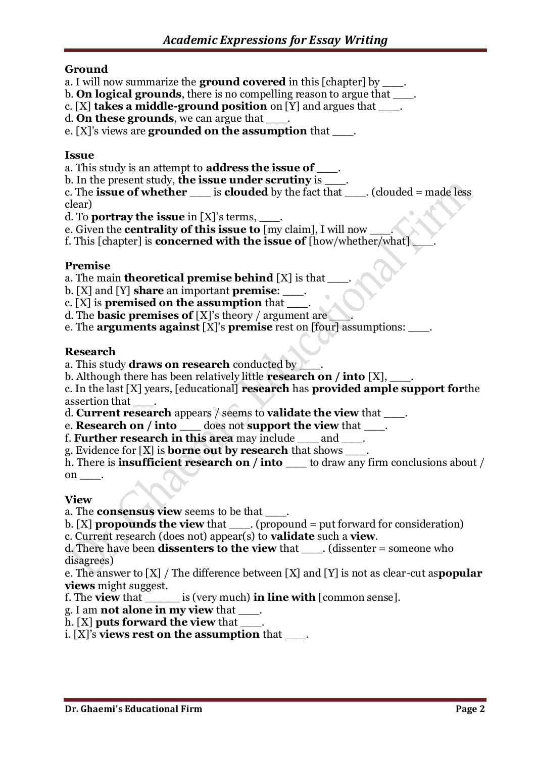**Ground**

a. I will now summarize the **ground covered** in this [chapter] by ___.
b. **On logical grounds**, there is no compelling reason to argue that ___.
c. [X] **takes a middle-ground position** on [Y] and argues that ___.
d. **On these grounds**, we can argue that ___.
e. [X]'s views are **grounded on the assumption** that ___.

**Issue**

a. This study is an attempt to **address the issue of** ___.
b. In the present study, **the issue under scrutiny** is ___.
c. The **issue of whether** ___ is **clouded** by the fact that ___. (clouded = made less clear)
d. To **portray the issue** in [X]'s terms, ___.
e. Given the **centrality of this issue to** [my claim], I will now ___.
f. This [chapter] is **concerned with the issue of** [how/whether/what] ___.

**Premise**

a. The main **theoretical premise behind** [X] is that ___.
b. [X] and [Y] **share** an important **premise**: ___.
c. [X] is **premised on the assumption** that ___.
d. The **basic premises of** [X]'s theory / argument are ___.
e. The **arguments against** [X]'s **premise** rest on [four] assumptions: ___.

**Research**

a. This study **draws on research** conducted by ___.
b. Although there has been relatively little **research on / into** [X], ___.
c. In the last [X] years, [educational] **research** has **provided ample support for**the assertion that ___.
d. **Current research** appears / seems to **validate the view** that ___.
e. **Research on / into** ___ does not **support the view** that ___.
f. **Further research in this area** may include ___ and ___.
g. Evidence for [X] is **borne out by research** that shows ___.
h. There is **insufficient research on / into** ___ to draw any firm conclusions about / on ___.

**View**

a. The **consensus view** seems to be that ___.
b. [X] **propounds the view** that ___. (propound = put forward for consideration)
c. Current research (does not) appear(s) to **validate** such a **view**.
d. There have been **dissenters to the view** that ___. (dissenter = someone who disagrees)
e. The answer to [X] / The difference between [X] and [Y] is not as clear-cut as**popular views** might suggest.
f. The **view** that ______ is (very much) **in line with** [common sense].
g. I am **not alone in my view** that ___.
h. [X] **puts forward the view** that ___.
i. [X]'s **views rest on the assumption** that ___.